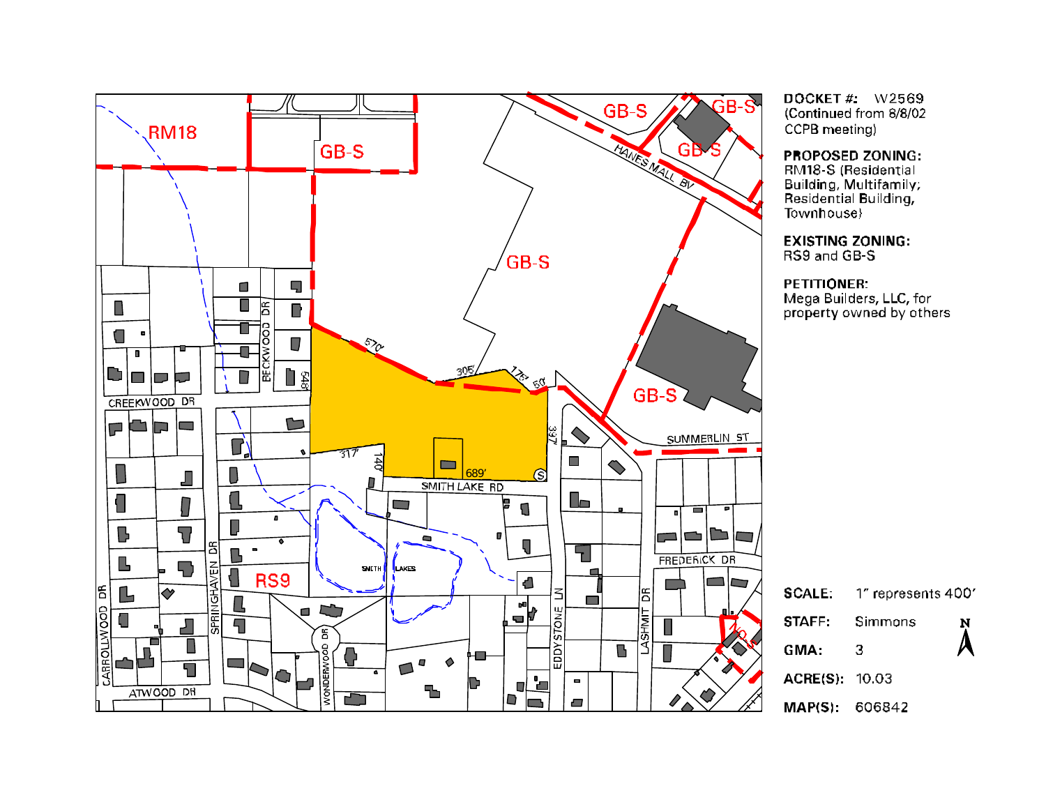RM18

GB-S

GB-S

GB-S

GB-S

GB-S

GB-S

RS9

HANES MALL BV

SUMMERLIN ST

SMITH LAKE RD

CREEKWOOD DR

BECKWOOD DR

SPRINGHAVEN DR

CARROLLWOOD DR

ATWOOD DR

WONDERWOOD DR

EDDYSTONE LN

LASHMIT DR

FREDERICK DR

SMITH LAKES

570'

305'

175'

50'

548'

317'

140'

689'

397'

**DOCKET #:** W2569
(Continued from 8/8/02 CCPB meeting)

**PROPOSED ZONING:**
RM18-S (Residential Building, Multifamily; Residential Building, Townhouse)

**EXISTING ZONING:**
RS9 and GB-S

**PETITIONER:**
Mega Builders, LLC, for property owned by others

| | |
|---|---|
| **SCALE:** | 1" represents 400' |
| **STAFF:** | Simmons |
| **GMA:** | 3 |
| **ACRE(S):** | 10.03 |
| **MAP(S):** | 606842 |

N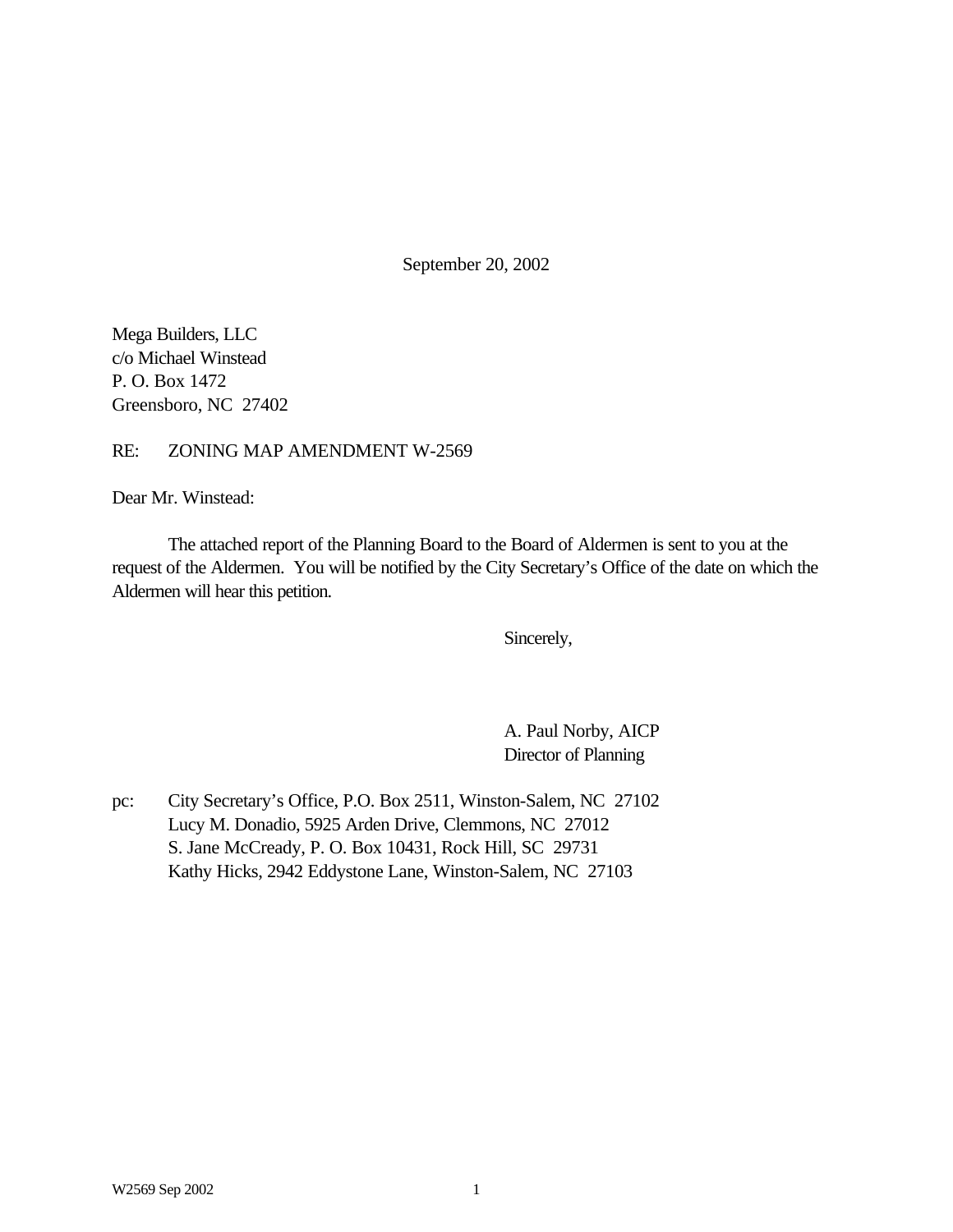September 20, 2002

Mega Builders, LLC
c/o Michael Winstead
P. O. Box 1472
Greensboro, NC 27402

RE: ZONING MAP AMENDMENT W-2569

Dear Mr. Winstead:

The attached report of the Planning Board to the Board of Aldermen is sent to you at the request of the Aldermen. You will be notified by the City Secretary's Office of the date on which the Aldermen will hear this petition.

Sincerely,

A. Paul Norby, AICP
Director of Planning

pc: City Secretary's Office, P.O. Box 2511, Winston-Salem, NC 27102
Lucy M. Donadio, 5925 Arden Drive, Clemmons, NC 27012
S. Jane McCready, P. O. Box 10431, Rock Hill, SC 29731
Kathy Hicks, 2942 Eddystone Lane, Winston-Salem, NC 27103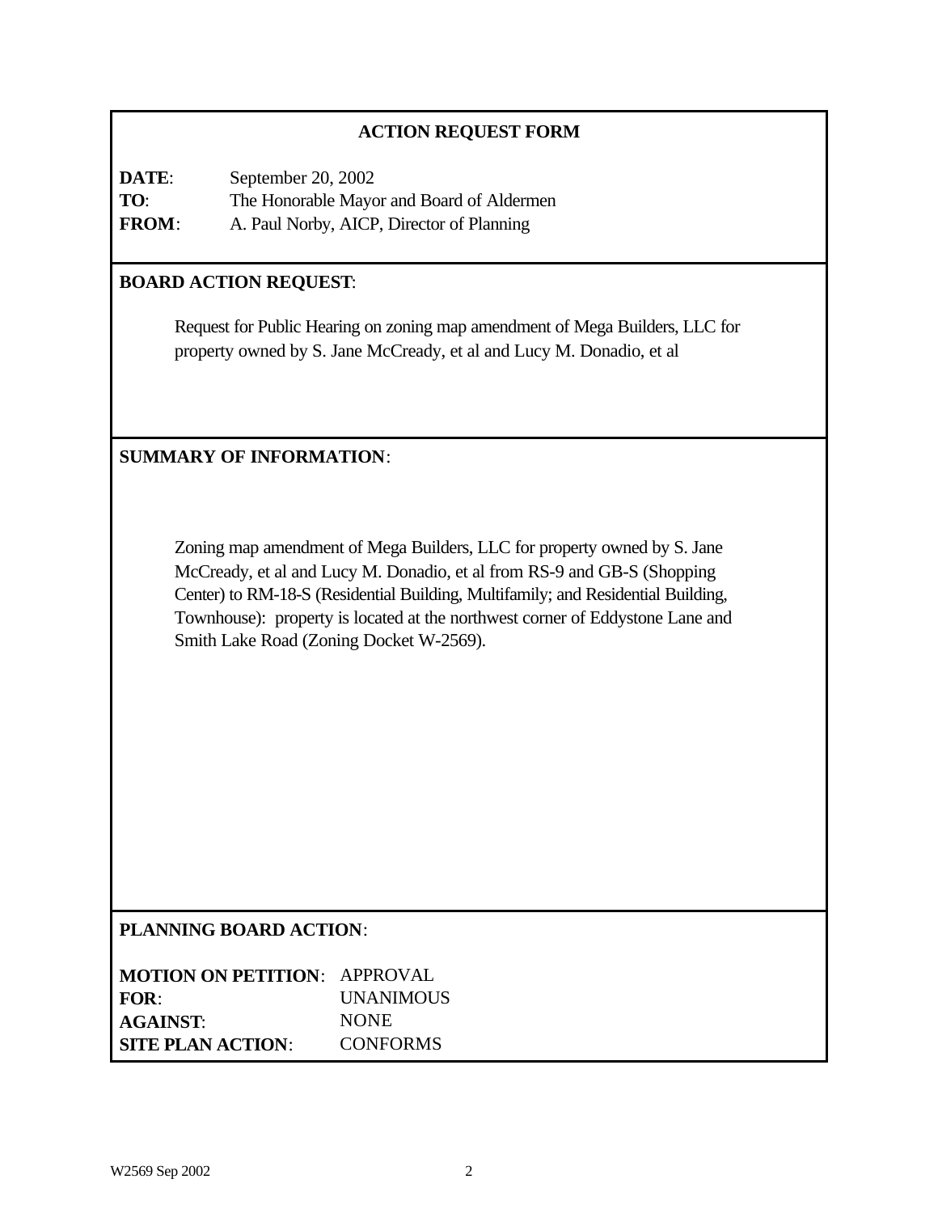## ACTION REQUEST FORM

**DATE**: September 20, 2002
**TO**: The Honorable Mayor and Board of Aldermen
**FROM**: A. Paul Norby, AICP, Director of Planning

**BOARD ACTION REQUEST**:

Request for Public Hearing on zoning map amendment of Mega Builders, LLC for property owned by S. Jane McCready, et al and Lucy M. Donadio, et al

**SUMMARY OF INFORMATION**:

Zoning map amendment of Mega Builders, LLC for property owned by S. Jane McCready, et al and Lucy M. Donadio, et al from RS-9 and GB-S (Shopping Center) to RM-18-S (Residential Building, Multifamily; and Residential Building, Townhouse): property is located at the northwest corner of Eddystone Lane and Smith Lake Road (Zoning Docket W-2569).

**PLANNING BOARD ACTION**:

**MOTION ON PETITION**: APPROVAL
**FOR**: UNANIMOUS
**AGAINST**: NONE
**SITE PLAN ACTION**: CONFORMS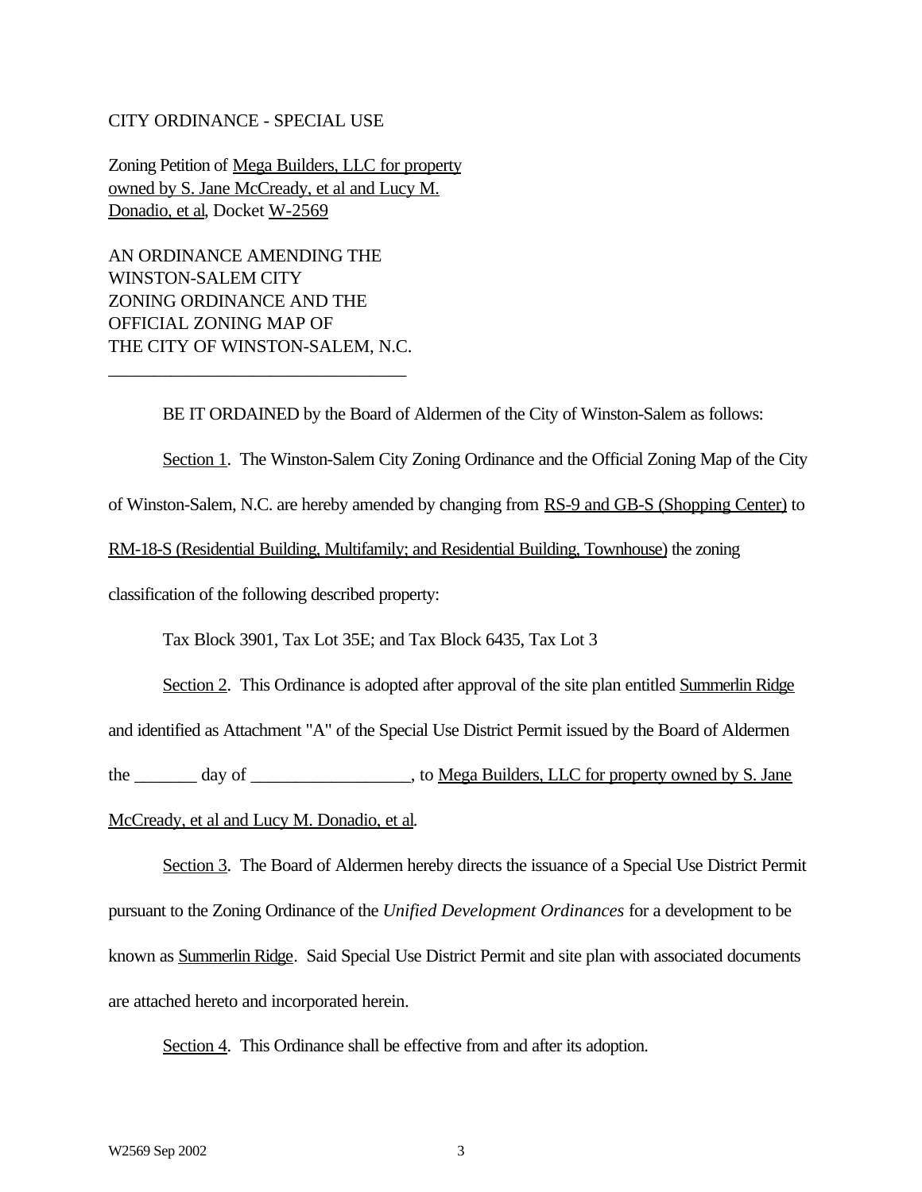CITY ORDINANCE - SPECIAL USE

Zoning Petition of Mega Builders, LLC for property owned by S. Jane McCready, et al and Lucy M. Donadio, et al, Docket W-2569

AN ORDINANCE AMENDING THE WINSTON-SALEM CITY ZONING ORDINANCE AND THE OFFICIAL ZONING MAP OF THE CITY OF WINSTON-SALEM, N.C.

---

BE IT ORDAINED by the Board of Aldermen of the City of Winston-Salem as follows:

Section 1. The Winston-Salem City Zoning Ordinance and the Official Zoning Map of the City of Winston-Salem, N.C. are hereby amended by changing from RS-9 and GB-S (Shopping Center) to RM-18-S (Residential Building, Multifamily; and Residential Building, Townhouse) the zoning classification of the following described property:

Tax Block 3901, Tax Lot 35E; and Tax Block 6435, Tax Lot 3

Section 2. This Ordinance is adopted after approval of the site plan entitled Summerlin Ridge and identified as Attachment "A" of the Special Use District Permit issued by the Board of Aldermen the _______ day of __________________, to Mega Builders, LLC for property owned by S. Jane McCready, et al and Lucy M. Donadio, et al.

Section 3. The Board of Aldermen hereby directs the issuance of a Special Use District Permit pursuant to the Zoning Ordinance of the *Unified Development Ordinances* for a development to be known as Summerlin Ridge. Said Special Use District Permit and site plan with associated documents are attached hereto and incorporated herein.

Section 4. This Ordinance shall be effective from and after its adoption.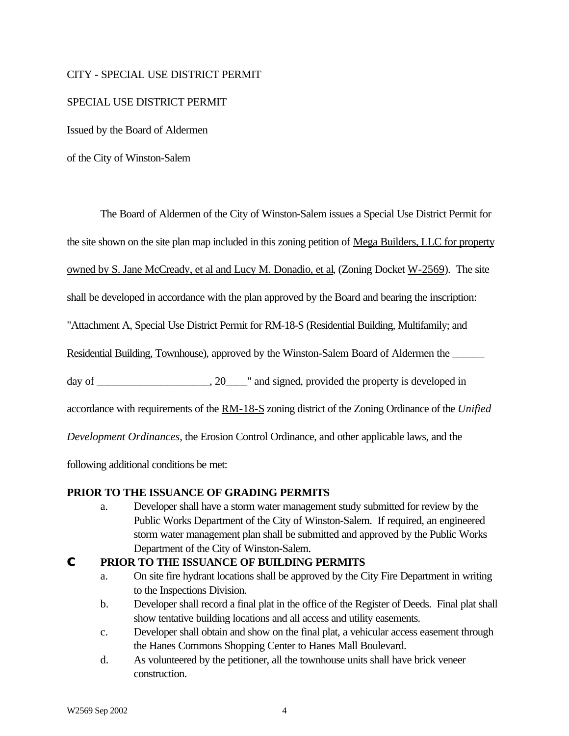CITY - SPECIAL USE DISTRICT PERMIT

SPECIAL USE DISTRICT PERMIT

Issued by the Board of Aldermen

of the City of Winston-Salem

The Board of Aldermen of the City of Winston-Salem issues a Special Use District Permit for the site shown on the site plan map included in this zoning petition of Mega Builders, LLC for property owned by S. Jane McCready, et al and Lucy M. Donadio, et al, (Zoning Docket W-2569). The site shall be developed in accordance with the plan approved by the Board and bearing the inscription: "Attachment A, Special Use District Permit for RM-18-S (Residential Building, Multifamily; and Residential Building, Townhouse), approved by the Winston-Salem Board of Aldermen the ______ day of ____________________, 20____" and signed, provided the property is developed in accordance with requirements of the RM-18-S zoning district of the Zoning Ordinance of the *Unified Development Ordinances*, the Erosion Control Ordinance, and other applicable laws, and the following additional conditions be met:

**PRIOR TO THE ISSUANCE OF GRADING PERMITS**

a. Developer shall have a storm water management study submitted for review by the Public Works Department of the City of Winston-Salem. If required, an engineered storm water management plan shall be submitted and approved by the Public Works Department of the City of Winston-Salem.

**PRIOR TO THE ISSUANCE OF BUILDING PERMITS**

a. On site fire hydrant locations shall be approved by the City Fire Department in writing to the Inspections Division.
b. Developer shall record a final plat in the office of the Register of Deeds. Final plat shall show tentative building locations and all access and utility easements.
c. Developer shall obtain and show on the final plat, a vehicular access easement through the Hanes Commons Shopping Center to Hanes Mall Boulevard.
d. As volunteered by the petitioner, all the townhouse units shall have brick veneer construction.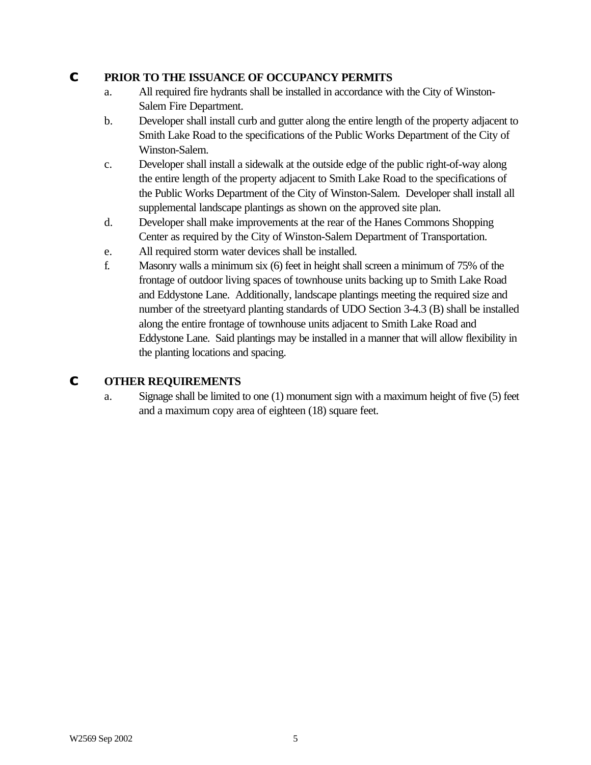**C PRIOR TO THE ISSUANCE OF OCCUPANCY PERMITS**

a. All required fire hydrants shall be installed in accordance with the City of Winston-Salem Fire Department.

b. Developer shall install curb and gutter along the entire length of the property adjacent to Smith Lake Road to the specifications of the Public Works Department of the City of Winston-Salem.

c. Developer shall install a sidewalk at the outside edge of the public right-of-way along the entire length of the property adjacent to Smith Lake Road to the specifications of the Public Works Department of the City of Winston-Salem. Developer shall install all supplemental landscape plantings as shown on the approved site plan.

d. Developer shall make improvements at the rear of the Hanes Commons Shopping Center as required by the City of Winston-Salem Department of Transportation.

e. All required storm water devices shall be installed.

f. Masonry walls a minimum six (6) feet in height shall screen a minimum of 75% of the frontage of outdoor living spaces of townhouse units backing up to Smith Lake Road and Eddystone Lane. Additionally, landscape plantings meeting the required size and number of the streetyard planting standards of UDO Section 3-4.3 (B) shall be installed along the entire frontage of townhouse units adjacent to Smith Lake Road and Eddystone Lane. Said plantings may be installed in a manner that will allow flexibility in the planting locations and spacing.

**C OTHER REQUIREMENTS**

a. Signage shall be limited to one (1) monument sign with a maximum height of five (5) feet and a maximum copy area of eighteen (18) square feet.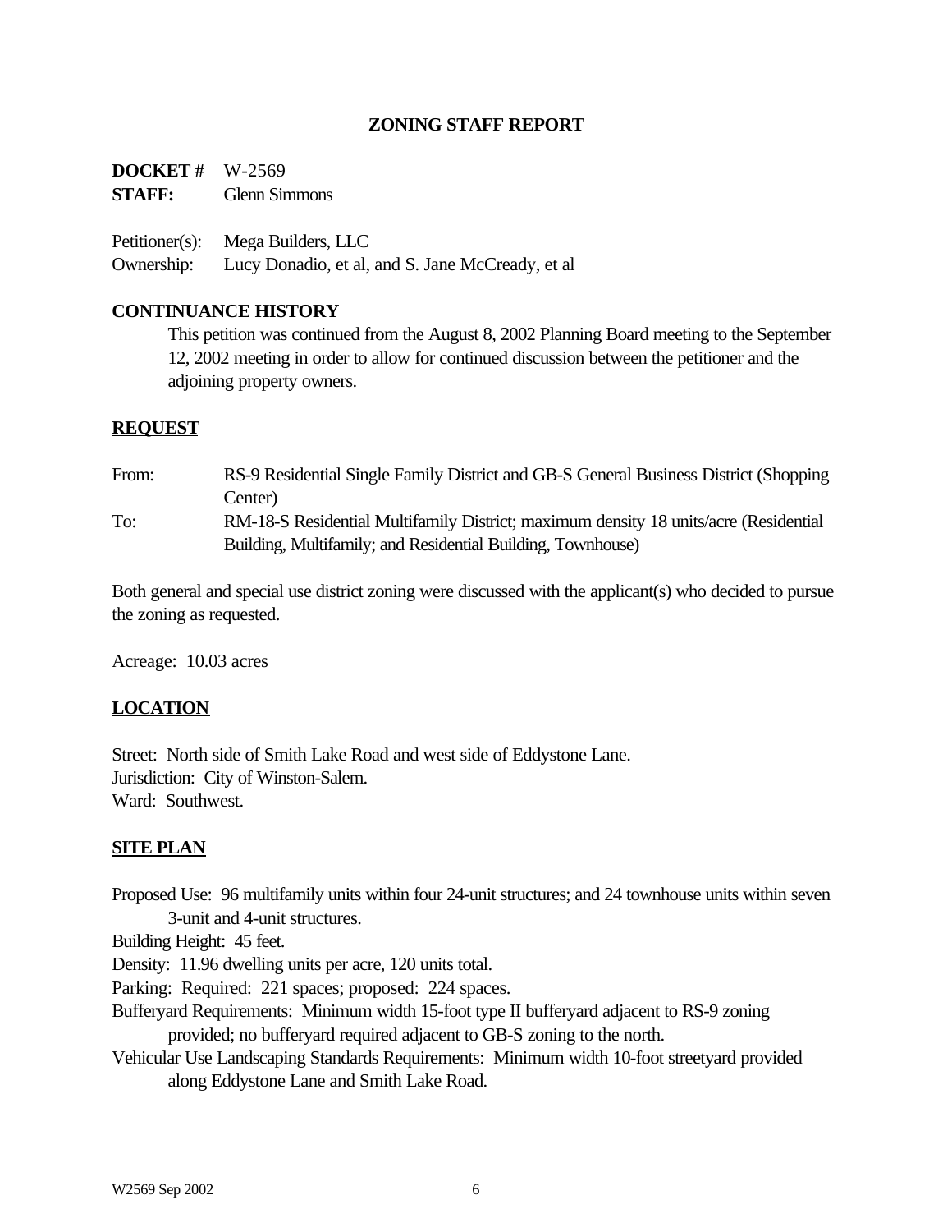# ZONING STAFF REPORT

**DOCKET #** W-2569
**STAFF:** Glenn Simmons

Petitioner(s): Mega Builders, LLC
Ownership: Lucy Donadio, et al, and S. Jane McCready, et al

## CONTINUANCE HISTORY

This petition was continued from the August 8, 2002 Planning Board meeting to the September 12, 2002 meeting in order to allow for continued discussion between the petitioner and the adjoining property owners.

## REQUEST

From: RS-9 Residential Single Family District and GB-S General Business District (Shopping Center)

To: RM-18-S Residential Multifamily District; maximum density 18 units/acre (Residential Building, Multifamily; and Residential Building, Townhouse)

Both general and special use district zoning were discussed with the applicant(s) who decided to pursue the zoning as requested.

Acreage: 10.03 acres

## LOCATION

Street: North side of Smith Lake Road and west side of Eddystone Lane.
Jurisdiction: City of Winston-Salem.
Ward: Southwest.

## SITE PLAN

Proposed Use: 96 multifamily units within four 24-unit structures; and 24 townhouse units within seven 3-unit and 4-unit structures.
Building Height: 45 feet.
Density: 11.96 dwelling units per acre, 120 units total.
Parking: Required: 221 spaces; proposed: 224 spaces.
Bufferyard Requirements: Minimum width 15-foot type II bufferyard adjacent to RS-9 zoning provided; no bufferyard required adjacent to GB-S zoning to the north.
Vehicular Use Landscaping Standards Requirements: Minimum width 10-foot streetyard provided along Eddystone Lane and Smith Lake Road.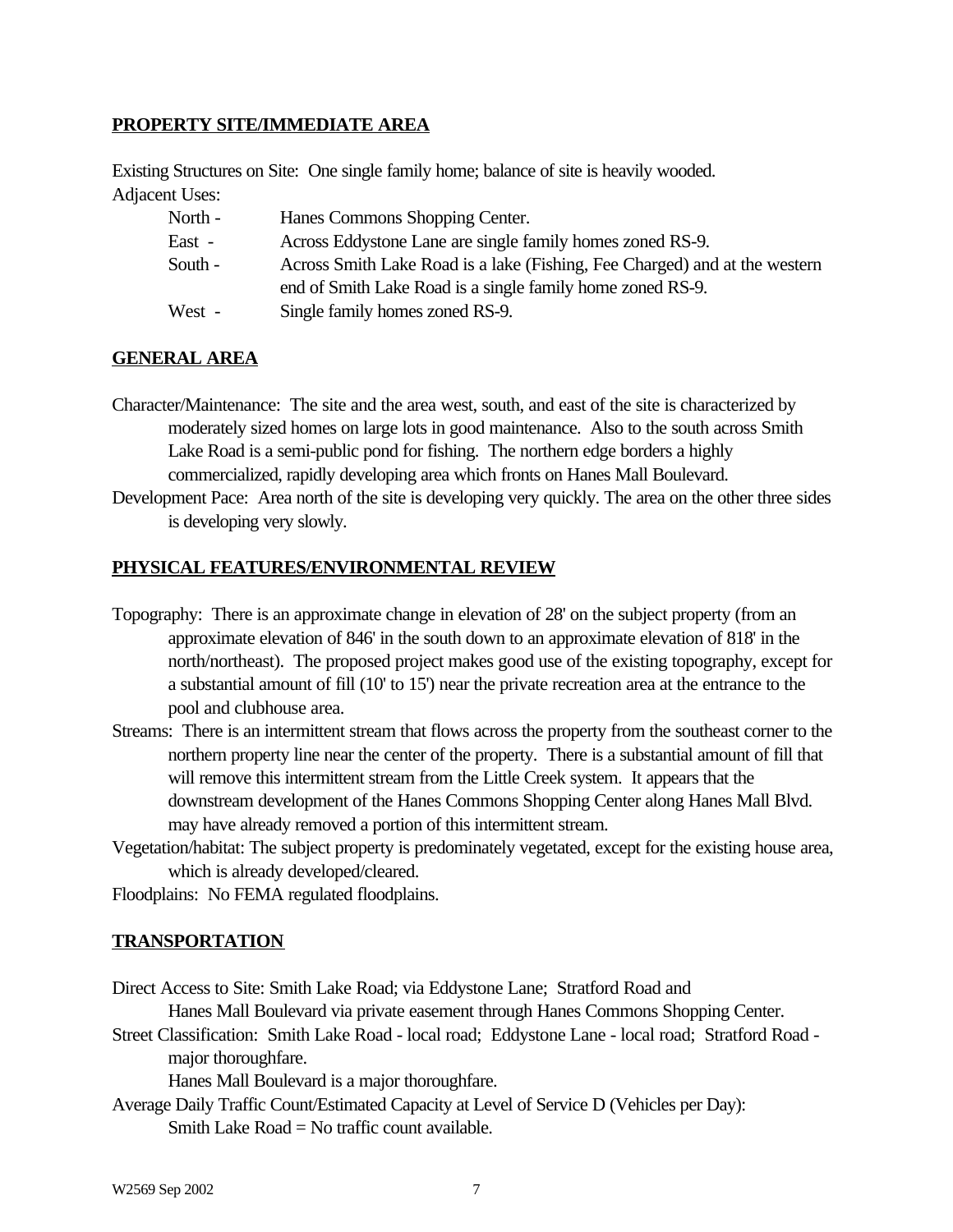## PROPERTY SITE/IMMEDIATE AREA

Existing Structures on Site: One single family home; balance of site is heavily wooded.

Adjacent Uses:

| | |
|---|---|
| North - | Hanes Commons Shopping Center. |
| East - | Across Eddystone Lane are single family homes zoned RS-9. |
| South - | Across Smith Lake Road is a lake (Fishing, Fee Charged) and at the western end of Smith Lake Road is a single family home zoned RS-9. |
| West - | Single family homes zoned RS-9. |

## GENERAL AREA

Character/Maintenance: The site and the area west, south, and east of the site is characterized by moderately sized homes on large lots in good maintenance. Also to the south across Smith Lake Road is a semi-public pond for fishing. The northern edge borders a highly commercialized, rapidly developing area which fronts on Hanes Mall Boulevard.

Development Pace: Area north of the site is developing very quickly. The area on the other three sides is developing very slowly.

## PHYSICAL FEATURES/ENVIRONMENTAL REVIEW

Topography: There is an approximate change in elevation of 28' on the subject property (from an approximate elevation of 846' in the south down to an approximate elevation of 818' in the north/northeast). The proposed project makes good use of the existing topography, except for a substantial amount of fill (10' to 15') near the private recreation area at the entrance to the pool and clubhouse area.

Streams: There is an intermittent stream that flows across the property from the southeast corner to the northern property line near the center of the property. There is a substantial amount of fill that will remove this intermittent stream from the Little Creek system. It appears that the downstream development of the Hanes Commons Shopping Center along Hanes Mall Blvd. may have already removed a portion of this intermittent stream.

Vegetation/habitat: The subject property is predominately vegetated, except for the existing house area, which is already developed/cleared.

Floodplains: No FEMA regulated floodplains.

## TRANSPORTATION

Direct Access to Site: Smith Lake Road; via Eddystone Lane; Stratford Road and Hanes Mall Boulevard via private easement through Hanes Commons Shopping Center.

Street Classification: Smith Lake Road - local road; Eddystone Lane - local road; Stratford Road - major thoroughfare.

Hanes Mall Boulevard is a major thoroughfare.

Average Daily Traffic Count/Estimated Capacity at Level of Service D (Vehicles per Day):

Smith Lake Road = No traffic count available.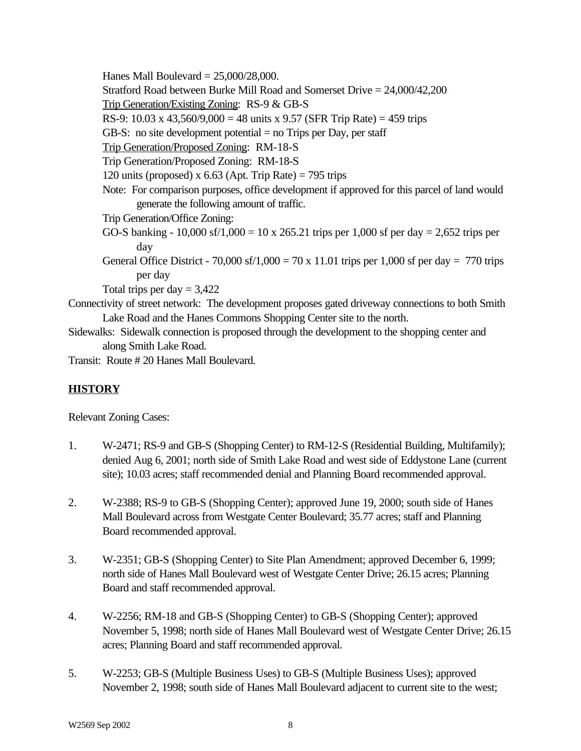Hanes Mall Boulevard = 25,000/28,000.

Stratford Road between Burke Mill Road and Somerset Drive = 24,000/42,200

Trip Generation/Existing Zoning: RS-9 & GB-S

RS-9: 10.03 x 43,560/9,000 = 48 units x 9.57 (SFR Trip Rate) = 459 trips

GB-S: no site development potential = no Trips per Day, per staff

Trip Generation/Proposed Zoning: RM-18-S

Trip Generation/Proposed Zoning: RM-18-S

120 units (proposed) x 6.63 (Apt. Trip Rate) = 795 trips

Note: For comparison purposes, office development if approved for this parcel of land would generate the following amount of traffic.

Trip Generation/Office Zoning:

GO-S banking - 10,000 sf/1,000 = 10 x 265.21 trips per 1,000 sf per day = 2,652 trips per day

General Office District - 70,000 sf/1,000 = 70 x 11.01 trips per 1,000 sf per day = 770 trips per day

Total trips per day = 3,422

Connectivity of street network: The development proposes gated driveway connections to both Smith Lake Road and the Hanes Commons Shopping Center site to the north.

Sidewalks: Sidewalk connection is proposed through the development to the shopping center and along Smith Lake Road.

Transit: Route # 20 Hanes Mall Boulevard.

## HISTORY

Relevant Zoning Cases:

1. W-2471; RS-9 and GB-S (Shopping Center) to RM-12-S (Residential Building, Multifamily); denied Aug 6, 2001; north side of Smith Lake Road and west side of Eddystone Lane (current site); 10.03 acres; staff recommended denial and Planning Board recommended approval.

2. W-2388; RS-9 to GB-S (Shopping Center); approved June 19, 2000; south side of Hanes Mall Boulevard across from Westgate Center Boulevard; 35.77 acres; staff and Planning Board recommended approval.

3. W-2351; GB-S (Shopping Center) to Site Plan Amendment; approved December 6, 1999; north side of Hanes Mall Boulevard west of Westgate Center Drive; 26.15 acres; Planning Board and staff recommended approval.

4. W-2256; RM-18 and GB-S (Shopping Center) to GB-S (Shopping Center); approved November 5, 1998; north side of Hanes Mall Boulevard west of Westgate Center Drive; 26.15 acres; Planning Board and staff recommended approval.

5. W-2253; GB-S (Multiple Business Uses) to GB-S (Multiple Business Uses); approved November 2, 1998; south side of Hanes Mall Boulevard adjacent to current site to the west;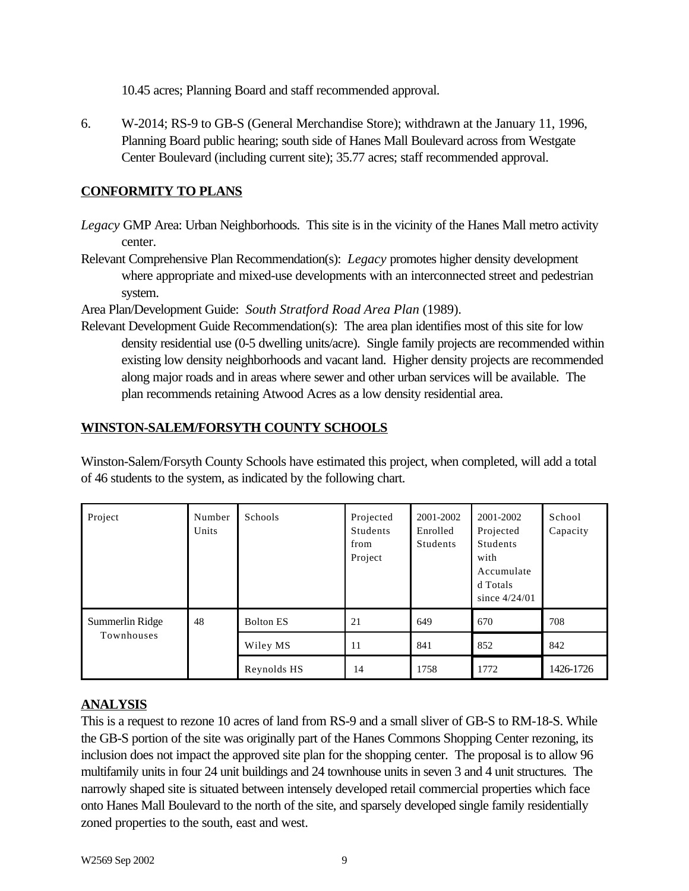10.45 acres; Planning Board and staff recommended approval.

6. W-2014; RS-9 to GB-S (General Merchandise Store); withdrawn at the January 11, 1996, Planning Board public hearing; south side of Hanes Mall Boulevard across from Westgate Center Boulevard (including current site); 35.77 acres; staff recommended approval.

## CONFORMITY TO PLANS

*Legacy* GMP Area: Urban Neighborhoods. This site is in the vicinity of the Hanes Mall metro activity center.

Relevant Comprehensive Plan Recommendation(s): *Legacy* promotes higher density development where appropriate and mixed-use developments with an interconnected street and pedestrian system.

Area Plan/Development Guide: *South Stratford Road Area Plan* (1989).

Relevant Development Guide Recommendation(s): The area plan identifies most of this site for low density residential use (0-5 dwelling units/acre). Single family projects are recommended within existing low density neighborhoods and vacant land. Higher density projects are recommended along major roads and in areas where sewer and other urban services will be available. The plan recommends retaining Atwood Acres as a low density residential area.

## WINSTON-SALEM/FORSYTH COUNTY SCHOOLS

Winston-Salem/Forsyth County Schools have estimated this project, when completed, will add a total of 46 students to the system, as indicated by the following chart.

| Project | Number Units | Schools | Projected Students from Project | 2001-2002 Enrolled Students | 2001-2002 Projected Students with Accumulated Totals since 4/24/01 | School Capacity |
|---|---|---|---|---|---|---|
| Summerlin Ridge Townhouses | 48 | Bolton ES | 21 | 649 | 670 | 708 |
| | | Wiley MS | 11 | 841 | 852 | 842 |
| | | Reynolds HS | 14 | 1758 | 1772 | 1426-1726 |

## ANALYSIS

This is a request to rezone 10 acres of land from RS-9 and a small sliver of GB-S to RM-18-S. While the GB-S portion of the site was originally part of the Hanes Commons Shopping Center rezoning, its inclusion does not impact the approved site plan for the shopping center. The proposal is to allow 96 multifamily units in four 24 unit buildings and 24 townhouse units in seven 3 and 4 unit structures. The narrowly shaped site is situated between intensely developed retail commercial properties which face onto Hanes Mall Boulevard to the north of the site, and sparsely developed single family residentially zoned properties to the south, east and west.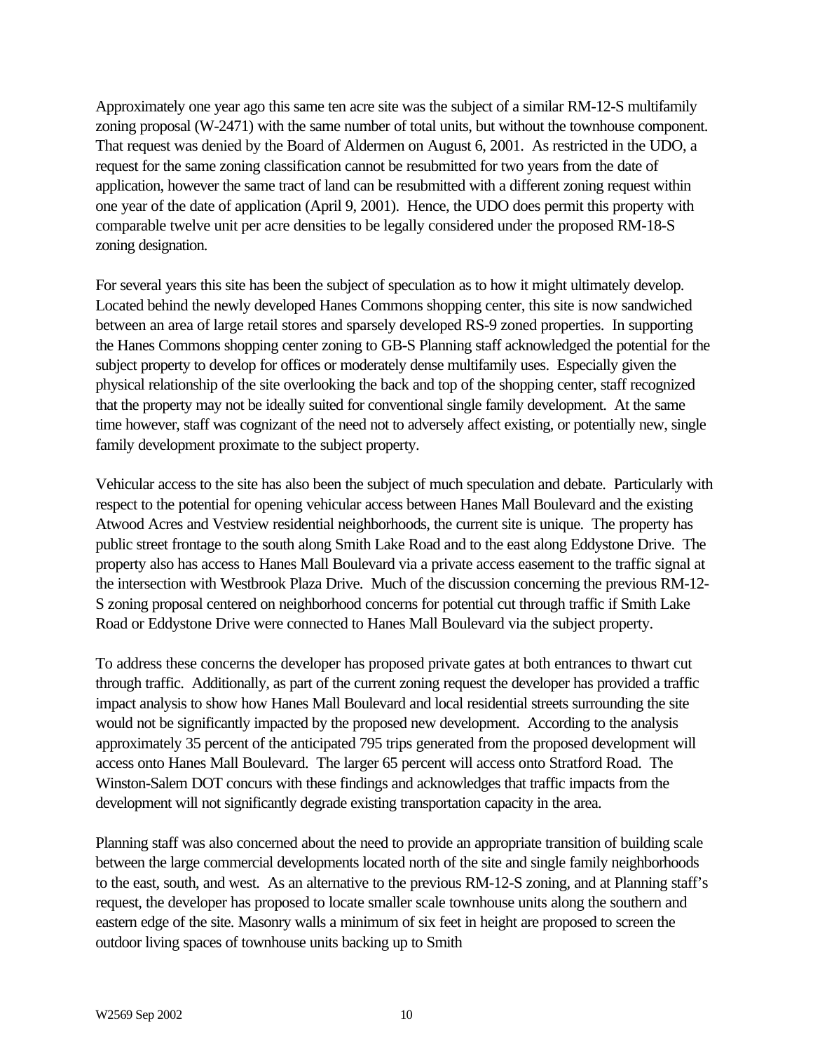Approximately one year ago this same ten acre site was the subject of a similar RM-12-S multifamily zoning proposal (W-2471) with the same number of total units, but without the townhouse component. That request was denied by the Board of Aldermen on August 6, 2001. As restricted in the UDO, a request for the same zoning classification cannot be resubmitted for two years from the date of application, however the same tract of land can be resubmitted with a different zoning request within one year of the date of application (April 9, 2001). Hence, the UDO does permit this property with comparable twelve unit per acre densities to be legally considered under the proposed RM-18-S zoning designation.

For several years this site has been the subject of speculation as to how it might ultimately develop. Located behind the newly developed Hanes Commons shopping center, this site is now sandwiched between an area of large retail stores and sparsely developed RS-9 zoned properties. In supporting the Hanes Commons shopping center zoning to GB-S Planning staff acknowledged the potential for the subject property to develop for offices or moderately dense multifamily uses. Especially given the physical relationship of the site overlooking the back and top of the shopping center, staff recognized that the property may not be ideally suited for conventional single family development. At the same time however, staff was cognizant of the need not to adversely affect existing, or potentially new, single family development proximate to the subject property.

Vehicular access to the site has also been the subject of much speculation and debate. Particularly with respect to the potential for opening vehicular access between Hanes Mall Boulevard and the existing Atwood Acres and Vestview residential neighborhoods, the current site is unique. The property has public street frontage to the south along Smith Lake Road and to the east along Eddystone Drive. The property also has access to Hanes Mall Boulevard via a private access easement to the traffic signal at the intersection with Westbrook Plaza Drive. Much of the discussion concerning the previous RM-12-S zoning proposal centered on neighborhood concerns for potential cut through traffic if Smith Lake Road or Eddystone Drive were connected to Hanes Mall Boulevard via the subject property.

To address these concerns the developer has proposed private gates at both entrances to thwart cut through traffic. Additionally, as part of the current zoning request the developer has provided a traffic impact analysis to show how Hanes Mall Boulevard and local residential streets surrounding the site would not be significantly impacted by the proposed new development. According to the analysis approximately 35 percent of the anticipated 795 trips generated from the proposed development will access onto Hanes Mall Boulevard. The larger 65 percent will access onto Stratford Road. The Winston-Salem DOT concurs with these findings and acknowledges that traffic impacts from the development will not significantly degrade existing transportation capacity in the area.

Planning staff was also concerned about the need to provide an appropriate transition of building scale between the large commercial developments located north of the site and single family neighborhoods to the east, south, and west. As an alternative to the previous RM-12-S zoning, and at Planning staff's request, the developer has proposed to locate smaller scale townhouse units along the southern and eastern edge of the site. Masonry walls a minimum of six feet in height are proposed to screen the outdoor living spaces of townhouse units backing up to Smith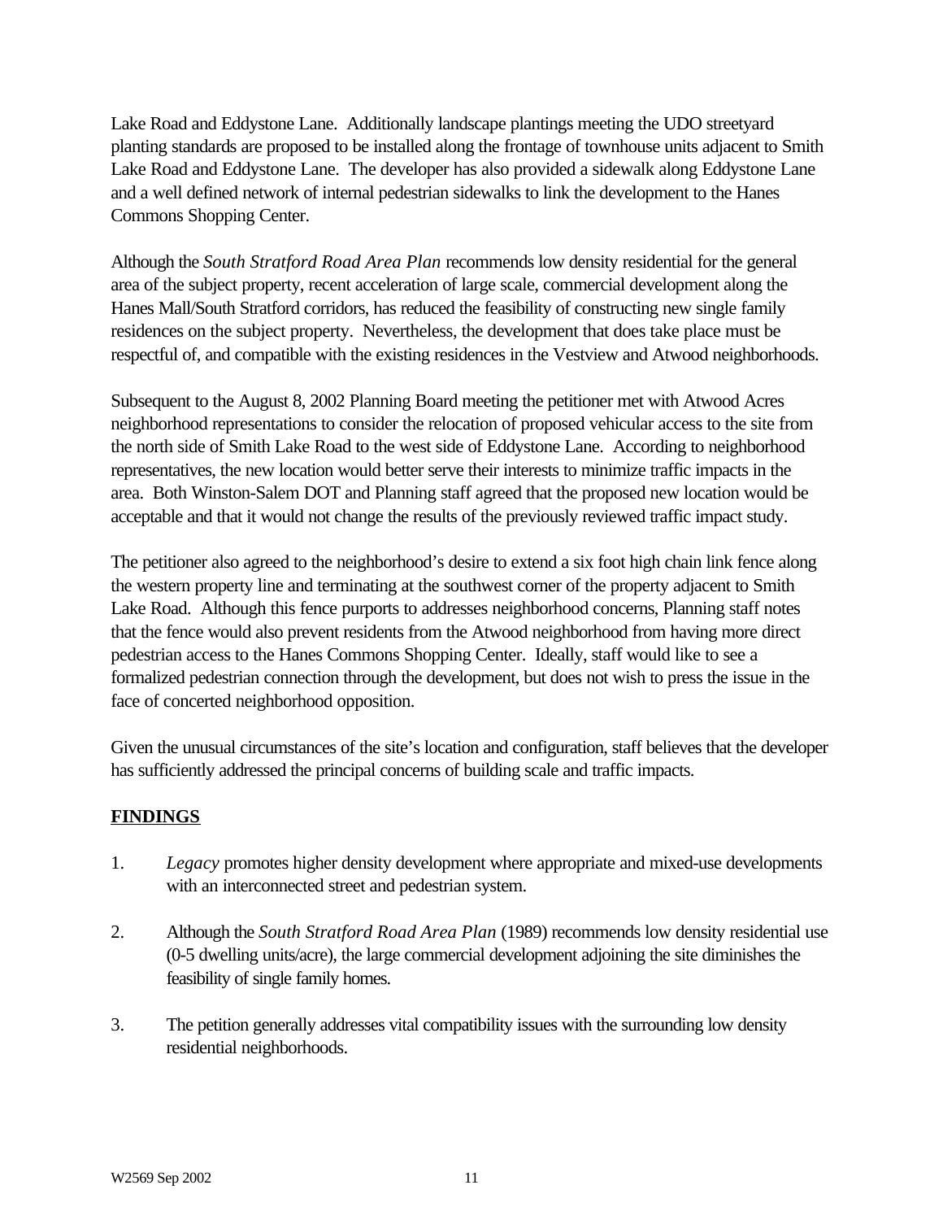Lake Road and Eddystone Lane. Additionally landscape plantings meeting the UDO streetyard planting standards are proposed to be installed along the frontage of townhouse units adjacent to Smith Lake Road and Eddystone Lane. The developer has also provided a sidewalk along Eddystone Lane and a well defined network of internal pedestrian sidewalks to link the development to the Hanes Commons Shopping Center.

Although the *South Stratford Road Area Plan* recommends low density residential for the general area of the subject property, recent acceleration of large scale, commercial development along the Hanes Mall/South Stratford corridors, has reduced the feasibility of constructing new single family residences on the subject property. Nevertheless, the development that does take place must be respectful of, and compatible with the existing residences in the Vestview and Atwood neighborhoods.

Subsequent to the August 8, 2002 Planning Board meeting the petitioner met with Atwood Acres neighborhood representations to consider the relocation of proposed vehicular access to the site from the north side of Smith Lake Road to the west side of Eddystone Lane. According to neighborhood representatives, the new location would better serve their interests to minimize traffic impacts in the area. Both Winston-Salem DOT and Planning staff agreed that the proposed new location would be acceptable and that it would not change the results of the previously reviewed traffic impact study.

The petitioner also agreed to the neighborhood's desire to extend a six foot high chain link fence along the western property line and terminating at the southwest corner of the property adjacent to Smith Lake Road. Although this fence purports to addresses neighborhood concerns, Planning staff notes that the fence would also prevent residents from the Atwood neighborhood from having more direct pedestrian access to the Hanes Commons Shopping Center. Ideally, staff would like to see a formalized pedestrian connection through the development, but does not wish to press the issue in the face of concerted neighborhood opposition.

Given the unusual circumstances of the site's location and configuration, staff believes that the developer has sufficiently addressed the principal concerns of building scale and traffic impacts.

## FINDINGS

1. *Legacy* promotes higher density development where appropriate and mixed-use developments with an interconnected street and pedestrian system.

2. Although the *South Stratford Road Area Plan* (1989) recommends low density residential use (0-5 dwelling units/acre), the large commercial development adjoining the site diminishes the feasibility of single family homes.

3. The petition generally addresses vital compatibility issues with the surrounding low density residential neighborhoods.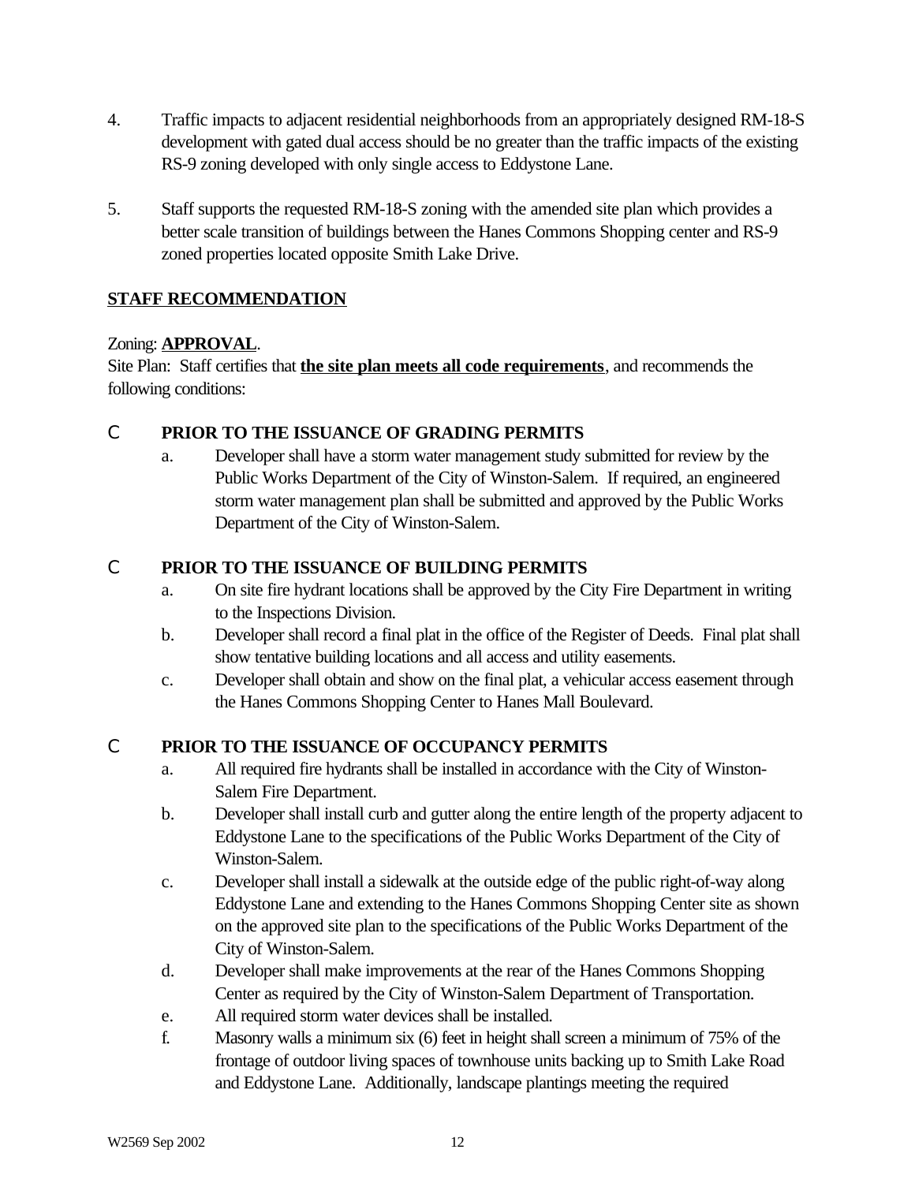4. Traffic impacts to adjacent residential neighborhoods from an appropriately designed RM-18-S development with gated dual access should be no greater than the traffic impacts of the existing RS-9 zoning developed with only single access to Eddystone Lane.

5. Staff supports the requested RM-18-S zoning with the amended site plan which provides a better scale transition of buildings between the Hanes Commons Shopping center and RS-9 zoned properties located opposite Smith Lake Drive.

**STAFF RECOMMENDATION**

Zoning: **APPROVAL**.
Site Plan: Staff certifies that **the site plan meets all code requirements**, and recommends the following conditions:

- **PRIOR TO THE ISSUANCE OF GRADING PERMITS**
  a. Developer shall have a storm water management study submitted for review by the Public Works Department of the City of Winston-Salem. If required, an engineered storm water management plan shall be submitted and approved by the Public Works Department of the City of Winston-Salem.

- **PRIOR TO THE ISSUANCE OF BUILDING PERMITS**
  a. On site fire hydrant locations shall be approved by the City Fire Department in writing to the Inspections Division.
  b. Developer shall record a final plat in the office of the Register of Deeds. Final plat shall show tentative building locations and all access and utility easements.
  c. Developer shall obtain and show on the final plat, a vehicular access easement through the Hanes Commons Shopping Center to Hanes Mall Boulevard.

- **PRIOR TO THE ISSUANCE OF OCCUPANCY PERMITS**
  a. All required fire hydrants shall be installed in accordance with the City of Winston-Salem Fire Department.
  b. Developer shall install curb and gutter along the entire length of the property adjacent to Eddystone Lane to the specifications of the Public Works Department of the City of Winston-Salem.
  c. Developer shall install a sidewalk at the outside edge of the public right-of-way along Eddystone Lane and extending to the Hanes Commons Shopping Center site as shown on the approved site plan to the specifications of the Public Works Department of the City of Winston-Salem.
  d. Developer shall make improvements at the rear of the Hanes Commons Shopping Center as required by the City of Winston-Salem Department of Transportation.
  e. All required storm water devices shall be installed.
  f. Masonry walls a minimum six (6) feet in height shall screen a minimum of 75% of the frontage of outdoor living spaces of townhouse units backing up to Smith Lake Road and Eddystone Lane. Additionally, landscape plantings meeting the required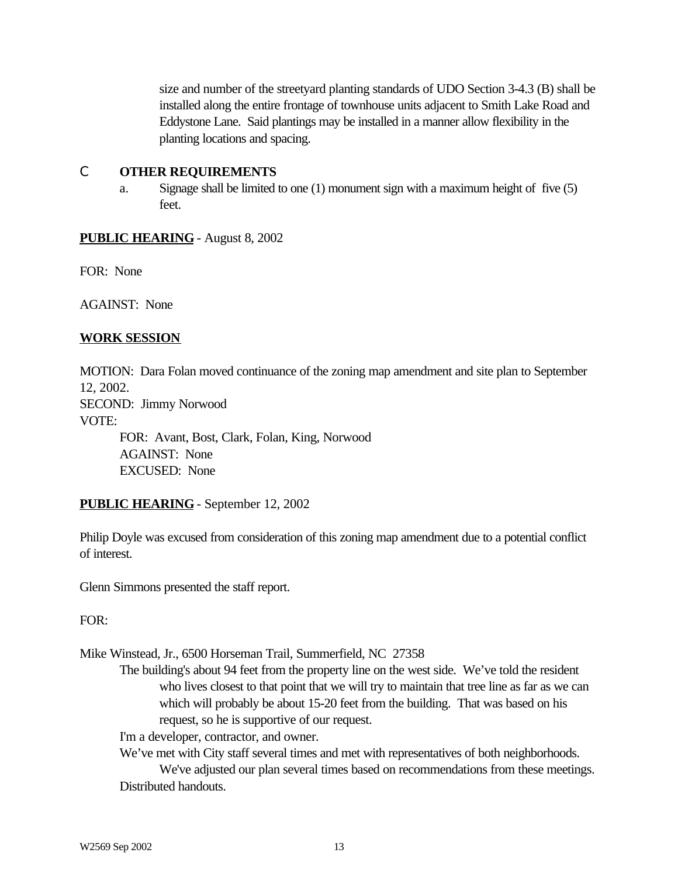size and number of the streetyard planting standards of UDO Section 3-4.3 (B) shall be installed along the entire frontage of townhouse units adjacent to Smith Lake Road and Eddystone Lane. Said plantings may be installed in a manner allow flexibility in the planting locations and spacing.

C **OTHER REQUIREMENTS**

a. Signage shall be limited to one (1) monument sign with a maximum height of five (5) feet.

**PUBLIC HEARING** - August 8, 2002

FOR: None

AGAINST: None

**WORK SESSION**

MOTION: Dara Folan moved continuance of the zoning map amendment and site plan to September 12, 2002.
SECOND: Jimmy Norwood
VOTE:
FOR: Avant, Bost, Clark, Folan, King, Norwood
AGAINST: None
EXCUSED: None

**PUBLIC HEARING** - September 12, 2002

Philip Doyle was excused from consideration of this zoning map amendment due to a potential conflict of interest.

Glenn Simmons presented the staff report.

FOR:

Mike Winstead, Jr., 6500 Horseman Trail, Summerfield, NC 27358

The building's about 94 feet from the property line on the west side. We've told the resident who lives closest to that point that we will try to maintain that tree line as far as we can which will probably be about 15-20 feet from the building. That was based on his request, so he is supportive of our request.

I'm a developer, contractor, and owner.

We've met with City staff several times and met with representatives of both neighborhoods. We've adjusted our plan several times based on recommendations from these meetings.

Distributed handouts.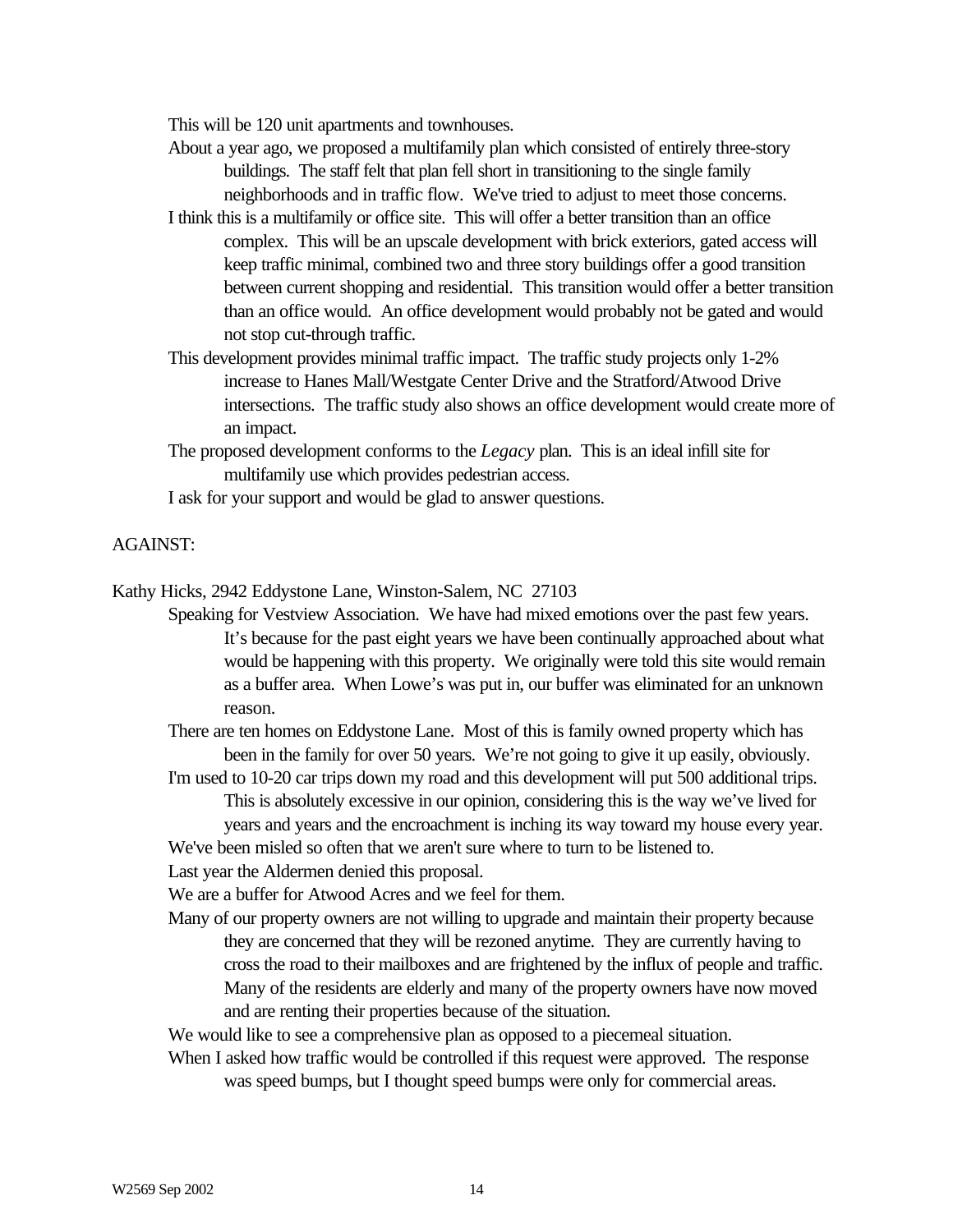This will be 120 unit apartments and townhouses.

About a year ago, we proposed a multifamily plan which consisted of entirely three-story buildings. The staff felt that plan fell short in transitioning to the single family neighborhoods and in traffic flow. We've tried to adjust to meet those concerns.

I think this is a multifamily or office site. This will offer a better transition than an office complex. This will be an upscale development with brick exteriors, gated access will keep traffic minimal, combined two and three story buildings offer a good transition between current shopping and residential. This transition would offer a better transition than an office would. An office development would probably not be gated and would not stop cut-through traffic.

This development provides minimal traffic impact. The traffic study projects only 1-2% increase to Hanes Mall/Westgate Center Drive and the Stratford/Atwood Drive intersections. The traffic study also shows an office development would create more of an impact.

The proposed development conforms to the *Legacy* plan. This is an ideal infill site for multifamily use which provides pedestrian access.

I ask for your support and would be glad to answer questions.

AGAINST:

Kathy Hicks, 2942 Eddystone Lane, Winston-Salem, NC 27103

Speaking for Vestview Association. We have had mixed emotions over the past few years. It's because for the past eight years we have been continually approached about what would be happening with this property. We originally were told this site would remain as a buffer area. When Lowe's was put in, our buffer was eliminated for an unknown reason.

There are ten homes on Eddystone Lane. Most of this is family owned property which has been in the family for over 50 years. We're not going to give it up easily, obviously.

I'm used to 10-20 car trips down my road and this development will put 500 additional trips. This is absolutely excessive in our opinion, considering this is the way we've lived for years and years and the encroachment is inching its way toward my house every year.

We've been misled so often that we aren't sure where to turn to be listened to.

Last year the Aldermen denied this proposal.

We are a buffer for Atwood Acres and we feel for them.

Many of our property owners are not willing to upgrade and maintain their property because they are concerned that they will be rezoned anytime. They are currently having to cross the road to their mailboxes and are frightened by the influx of people and traffic. Many of the residents are elderly and many of the property owners have now moved and are renting their properties because of the situation.

We would like to see a comprehensive plan as opposed to a piecemeal situation.

When I asked how traffic would be controlled if this request were approved. The response was speed bumps, but I thought speed bumps were only for commercial areas.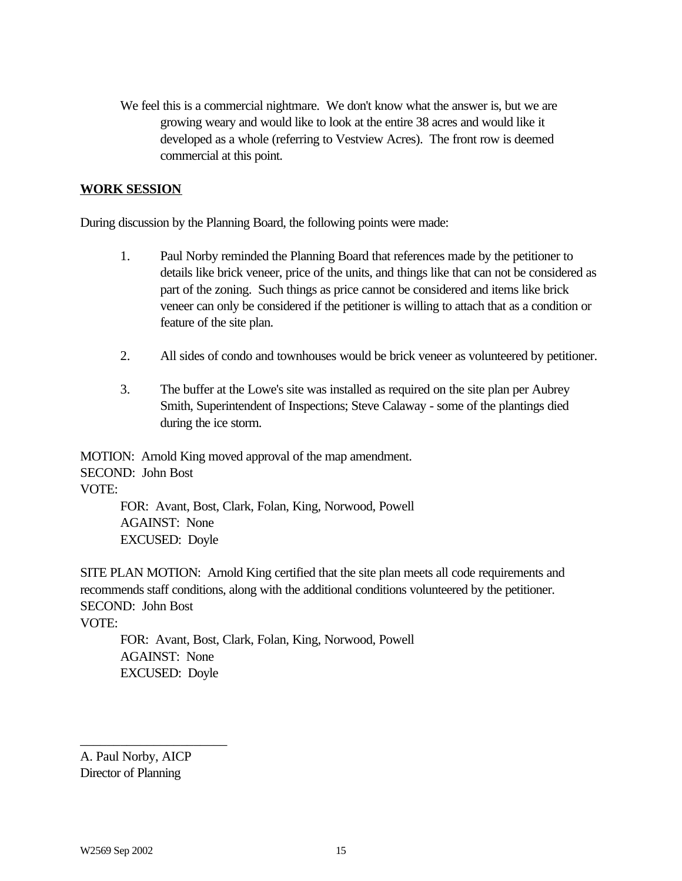We feel this is a commercial nightmare. We don't know what the answer is, but we are growing weary and would like to look at the entire 38 acres and would like it developed as a whole (referring to Vestview Acres). The front row is deemed commercial at this point.

**WORK SESSION**

During discussion by the Planning Board, the following points were made:

1. Paul Norby reminded the Planning Board that references made by the petitioner to details like brick veneer, price of the units, and things like that can not be considered as part of the zoning. Such things as price cannot be considered and items like brick veneer can only be considered if the petitioner is willing to attach that as a condition or feature of the site plan.

2. All sides of condo and townhouses would be brick veneer as volunteered by petitioner.

3. The buffer at the Lowe's site was installed as required on the site plan per Aubrey Smith, Superintendent of Inspections; Steve Calaway - some of the plantings died during the ice storm.

MOTION: Arnold King moved approval of the map amendment.
SECOND: John Bost
VOTE:
FOR: Avant, Bost, Clark, Folan, King, Norwood, Powell
AGAINST: None
EXCUSED: Doyle

SITE PLAN MOTION: Arnold King certified that the site plan meets all code requirements and recommends staff conditions, along with the additional conditions volunteered by the petitioner.
SECOND: John Bost
VOTE:
FOR: Avant, Bost, Clark, Folan, King, Norwood, Powell
AGAINST: None
EXCUSED: Doyle

______________________
A. Paul Norby, AICP
Director of Planning